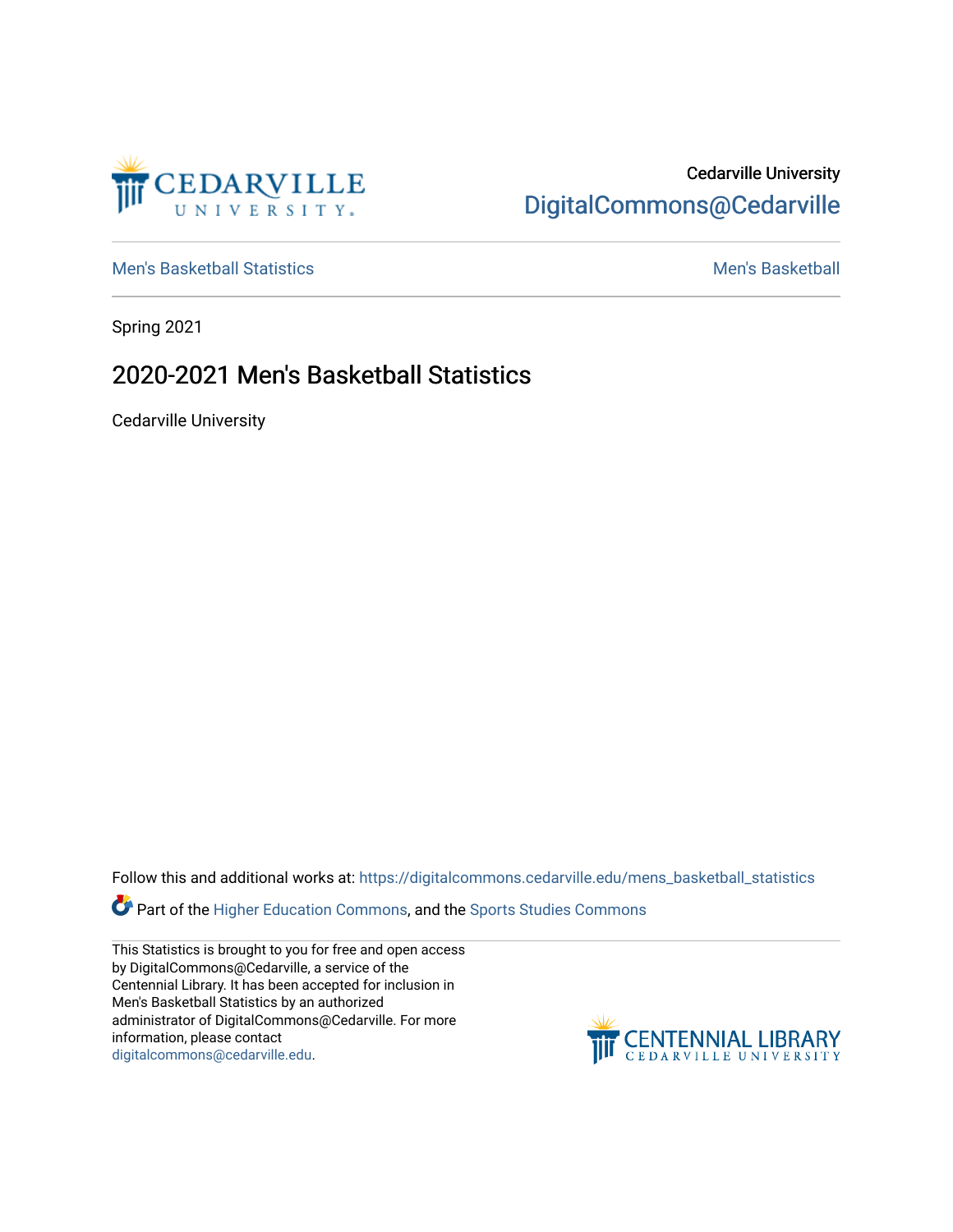Cedarville University

DigitalCommons@Cedarville

Men's Basketball Statistics | Men's Basketball

Spring 2021

# 2020-2021 Men's Basketball Statistics

Cedarville University

Follow this and additional works at: https://digitalcommons.cedarville.edu/mens_basketball_statistics

Part of the Higher Education Commons, and the Sports Studies Commons

This Statistics is brought to you for free and open access by DigitalCommons@Cedarville, a service of the Centennial Library. It has been accepted for inclusion in Men's Basketball Statistics by an authorized administrator of DigitalCommons@Cedarville. For more information, please contact digitalcommons@cedarville.edu.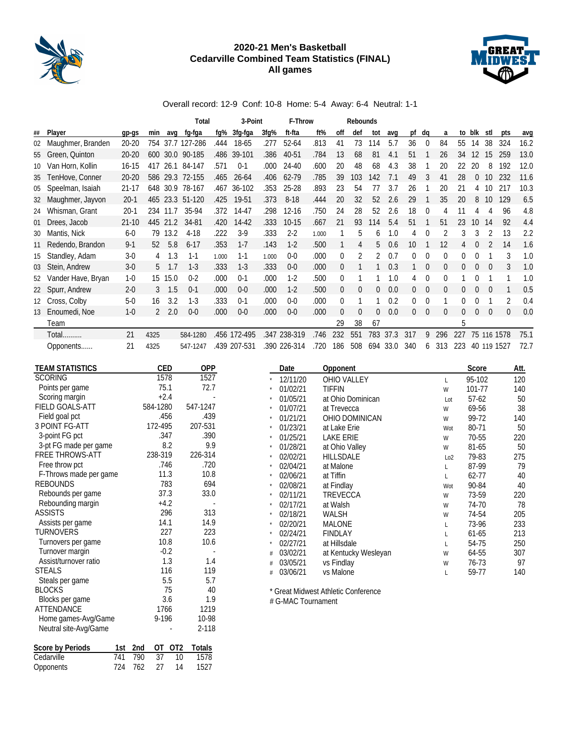## 2020-21 Men's Basketball
## Cedarville Combined Team Statistics (FINAL)
## All games

Overall record: 12-9 Conf: 10-8 Home: 5-4 Away: 6-4 Neutral: 1-1

| | | | | | Total | | 3-Point | | F-Throw | | Rebounds | | | | | | | | | | | |
|---|---|---|---|---|---|---|---|---|---|---|---|---|---|---|---|---|---|---|---|---|---|---|
| ## | Player | gp-gs | min | avg | fg-fga | fg% | 3fg-fga | 3fg% | ft-fta | ft% | off | def | tot | avg | pf | dq | a | to | blk | stl | pts | avg |
| 02 | Maughmer, Branden | 20-20 | 754 | 37.7 | 127-286 | .444 | 18-65 | .277 | 52-64 | .813 | 41 | 73 | 114 | 5.7 | 36 | 0 | 84 | 55 | 14 | 38 | 324 | 16.2 |
| 55 | Green, Quinton | 20-20 | 600 | 30.0 | 90-185 | .486 | 39-101 | .386 | 40-51 | .784 | 13 | 68 | 81 | 4.1 | 51 | 1 | 26 | 34 | 12 | 15 | 259 | 13.0 |
| 10 | Van Horn, Kollin | 16-15 | 417 | 26.1 | 84-147 | .571 | 0-1 | .000 | 24-40 | .600 | 20 | 48 | 68 | 4.3 | 38 | 1 | 20 | 22 | 20 | 8 | 192 | 12.0 |
| 35 | TenHove, Conner | 20-20 | 586 | 29.3 | 72-155 | .465 | 26-64 | .406 | 62-79 | .785 | 39 | 103 | 142 | 7.1 | 49 | 3 | 41 | 28 | 0 | 10 | 232 | 11.6 |
| 05 | Speelman, Isaiah | 21-17 | 648 | 30.9 | 78-167 | .467 | 36-102 | .353 | 25-28 | .893 | 23 | 54 | 77 | 3.7 | 26 | 1 | 20 | 21 | 4 | 10 | 217 | 10.3 |
| 32 | Maughmer, Jayvon | 20-1 | 465 | 23.3 | 51-120 | .425 | 19-51 | .373 | 8-18 | .444 | 20 | 32 | 52 | 2.6 | 29 | 1 | 35 | 20 | 8 | 10 | 129 | 6.5 |
| 24 | Whisman, Grant | 20-1 | 234 | 11.7 | 35-94 | .372 | 14-47 | .298 | 12-16 | .750 | 24 | 28 | 52 | 2.6 | 18 | 0 | 4 | 11 | 4 | 4 | 96 | 4.8 |
| 01 | Drees, Jacob | 21-10 | 445 | 21.2 | 34-81 | .420 | 14-42 | .333 | 10-15 | .667 | 21 | 93 | 114 | 5.4 | 51 | 1 | 51 | 23 | 10 | 14 | 92 | 4.4 |
| 30 | Mantis, Nick | 6-0 | 79 | 13.2 | 4-18 | .222 | 3-9 | .333 | 2-2 | 1.000 | 1 | 5 | 6 | 1.0 | 4 | 0 | 2 | 3 | 3 | 2 | 13 | 2.2 |
| 11 | Redendo, Brandon | 9-1 | 52 | 5.8 | 6-17 | .353 | 1-7 | .143 | 1-2 | .500 | 1 | 4 | 5 | 0.6 | 10 | 1 | 12 | 4 | 0 | 2 | 14 | 1.6 |
| 15 | Standley, Adam | 3-0 | 4 | 1.3 | 1-1 | 1.000 | 1-1 | 1.000 | 0-0 | .000 | 0 | 2 | 2 | 0.7 | 0 | 0 | 0 | 0 | 0 | 1 | 3 | 1.0 |
| 03 | Stein, Andrew | 3-0 | 5 | 1.7 | 1-3 | .333 | 1-3 | .333 | 0-0 | .000 | 0 | 1 | 1 | 0.3 | 1 | 0 | 0 | 0 | 0 | 0 | 3 | 1.0 |
| 52 | Vander Have, Bryan | 1-0 | 15 | 15.0 | 0-2 | .000 | 0-1 | .000 | 1-2 | .500 | 0 | 1 | 1 | 1.0 | 4 | 0 | 0 | 1 | 0 | 1 | 1 | 1.0 |
| 22 | Spurr, Andrew | 2-0 | 3 | 1.5 | 0-1 | .000 | 0-0 | .000 | 1-2 | .500 | 0 | 0 | 0 | 0.0 | 0 | 0 | 0 | 0 | 0 | 0 | 1 | 0.5 |
| 12 | Cross, Colby | 5-0 | 16 | 3.2 | 1-3 | .333 | 0-1 | .000 | 0-0 | .000 | 0 | 1 | 1 | 0.2 | 0 | 0 | 1 | 0 | 0 | 1 | 2 | 0.4 |
| 13 | Enoumedi, Noe | 1-0 | 2 | 2.0 | 0-0 | .000 | 0-0 | .000 | 0-0 | .000 | 0 | 0 | 0 | 0.0 | 0 | 0 | 0 | 0 | 0 | 0 | 0 | 0.0 |
| | Team | | | | | | | | | | 29 | 38 | 67 | | | | | 5 | | | | |
| | Total.......... | 21 | 4325 | | 584-1280 | .456 | 172-495 | .347 | 238-319 | .746 | 232 | 551 | 783 | 37.3 | 317 | 9 | 296 | 227 | 75 | 116 | 1578 | 75.1 |
| | Opponents...... | 21 | 4325 | | 547-1247 | .439 | 207-531 | .390 | 226-314 | .720 | 186 | 508 | 694 | 33.0 | 340 | 6 | 313 | 223 | 40 | 119 | 1527 | 72.7 |

| TEAM STATISTICS | CED | OPP |
|---|---|---|
| SCORING | 1578 | 1527 |
| Points per game | 75.1 | 72.7 |
| Scoring margin | +2.4 | - |
| FIELD GOALS-ATT | 584-1280 | 547-1247 |
| Field goal pct | .456 | .439 |
| 3 POINT FG-ATT | 172-495 | 207-531 |
| 3-point FG pct | .347 | .390 |
| 3-pt FG made per game | 8.2 | 9.9 |
| FREE THROWS-ATT | 238-319 | 226-314 |
| Free throw pct | .746 | .720 |
| F-Throws made per game | 11.3 | 10.8 |
| REBOUNDS | 783 | 694 |
| Rebounds per game | 37.3 | 33.0 |
| Rebounding margin | +4.2 | - |
| ASSISTS | 296 | 313 |
| Assists per game | 14.1 | 14.9 |
| TURNOVERS | 227 | 223 |
| Turnovers per game | 10.8 | 10.6 |
| Turnover margin | -0.2 | - |
| Assist/turnover ratio | 1.3 | 1.4 |
| STEALS | 116 | 119 |
| Steals per game | 5.5 | 5.7 |
| BLOCKS | 75 | 40 |
| Blocks per game | 3.6 | 1.9 |
| ATTENDANCE | 1766 | 1219 |
| Home games-Avg/Game | 9-196 | 10-98 |
| Neutral site-Avg/Game | - | 2-118 |

| Score by Periods | 1st | 2nd | OT | OT2 | Totals |
|---|---|---|---|---|---|
| Cedarville | 741 | 790 | 37 | 10 | 1578 |
| Opponents | 724 | 762 | 27 | 14 | 1527 |

| | Date | Opponent | | Score | Att. |
|---|---|---|---|---|---|
| * | 12/11/20 | OHIO VALLEY | L | 95-102 | 120 |
| * | 01/02/21 | TIFFIN | W | 101-77 | 140 |
| * | 01/05/21 | at Ohio Dominican | Lot | 57-62 | 50 |
| * | 01/07/21 | at Trevecca | W | 69-56 | 38 |
| * | 01/21/21 | OHIO DOMINICAN | W | 99-72 | 140 |
| * | 01/23/21 | at Lake Erie | Wot | 80-71 | 50 |
| * | 01/25/21 | LAKE ERIE | W | 70-55 | 220 |
| * | 01/28/21 | at Ohio Valley | W | 81-65 | 50 |
| * | 02/02/21 | HILLSDALE | Lo2 | 79-83 | 275 |
| * | 02/04/21 | at Malone | L | 87-99 | 79 |
| * | 02/06/21 | at Tiffin | L | 62-77 | 40 |
| * | 02/08/21 | at Findlay | Wot | 90-84 | 40 |
| * | 02/11/21 | TREVECCA | W | 73-59 | 220 |
| * | 02/17/21 | at Walsh | W | 74-70 | 78 |
| * | 02/18/21 | WALSH | W | 74-54 | 205 |
| * | 02/20/21 | MALONE | L | 73-96 | 233 |
| * | 02/24/21 | FINDLAY | L | 61-65 | 213 |
| * | 02/27/21 | at Hillsdale | L | 54-75 | 250 |
| # | 03/02/21 | at Kentucky Wesleyan | W | 64-55 | 307 |
| # | 03/05/21 | vs Findlay | W | 76-73 | 97 |
| # | 03/06/21 | vs Malone | L | 59-77 | 140 |

\* Great Midwest Athletic Conference
# G-MAC Tournament